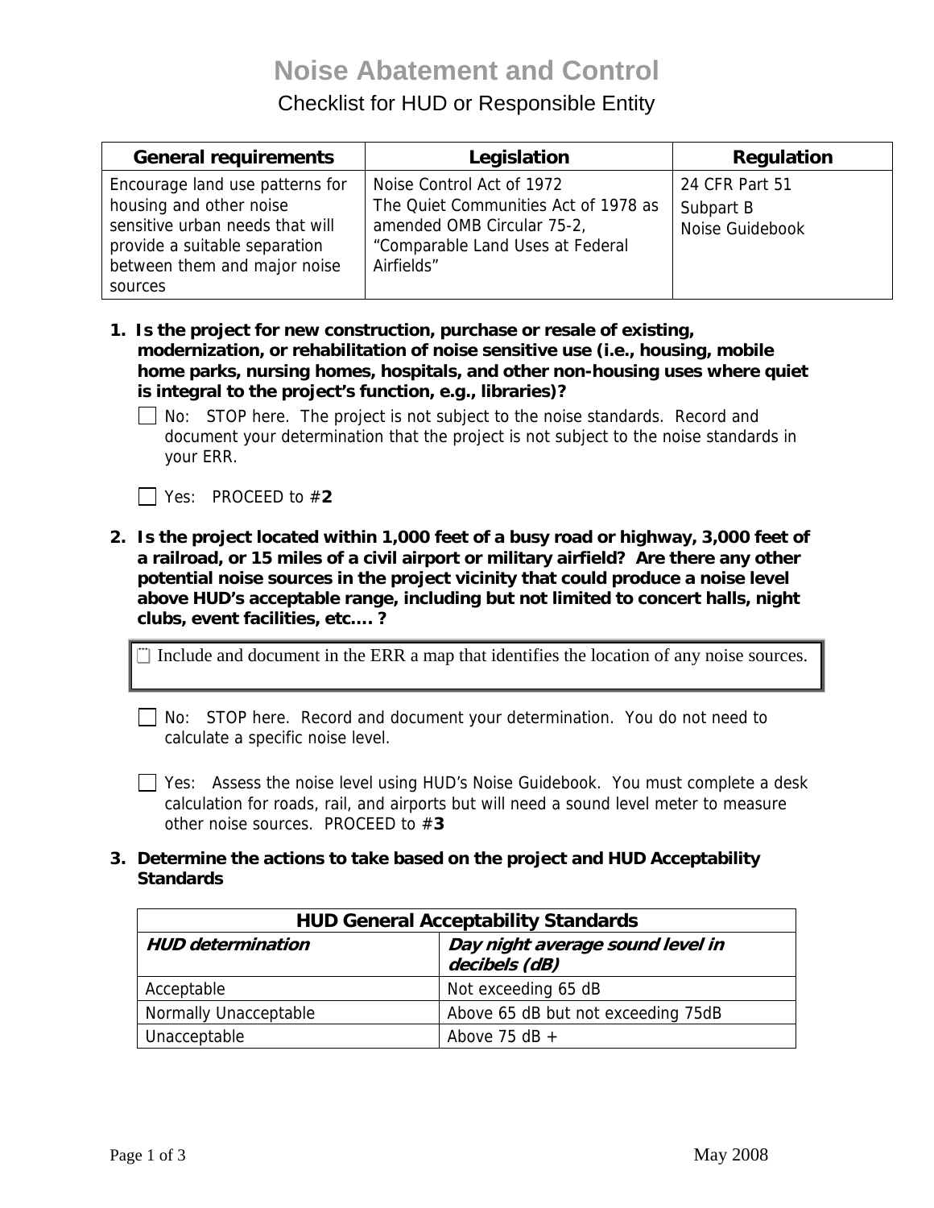# Noise Abatement and Control

## Checklist for HUD or Responsible Entity

| General requirements | Legislation | Regulation |
|---|---|---|
| Encourage land use patterns for housing and other noise sensitive urban needs that will provide a suitable separation between them and major noise sources | Noise Control Act of 1972<br>The Quiet Communities Act of 1978 as amended OMB Circular 75-2, "Comparable Land Uses at Federal Airfields" | 24 CFR Part 51<br>Subpart B<br>Noise Guidebook |

**1. Is the project for new construction, purchase or resale of existing, modernization, or rehabilitation of noise sensitive use (i.e., housing, mobile home parks, nursing homes, hospitals, and other non-housing uses where quiet is integral to the project's function, e.g., libraries)?**

☐ No: STOP here. The project is not subject to the noise standards. Record and document your determination that the project is not subject to the noise standards in your ERR.

☐ Yes: PROCEED to #**2**

**2. Is the project located within 1,000 feet of a busy road or highway, 3,000 feet of a railroad, or 15 miles of a civil airport or military airfield? Are there any other potential noise sources in the project vicinity that could produce a noise level above HUD's acceptable range, including but not limited to concert halls, night clubs, event facilities, etc.... ?**

☐ Include and document in the ERR a map that identifies the location of any noise sources.

☐ No: STOP here. Record and document your determination. You do not need to calculate a specific noise level.

☐ Yes: Assess the noise level using HUD's Noise Guidebook. You must complete a desk calculation for roads, rail, and airports but will need a sound level meter to measure other noise sources. PROCEED to #**3**

**3. Determine the actions to take based on the project and HUD Acceptability Standards**

| HUD General Acceptability Standards | |
|---|---|
| ***HUD determination*** | ***Day night average sound level in decibels (dB)*** |
| Acceptable | Not exceeding 65 dB |
| Normally Unacceptable | Above 65 dB but not exceeding 75dB |
| Unacceptable | Above 75 dB + |

May 2008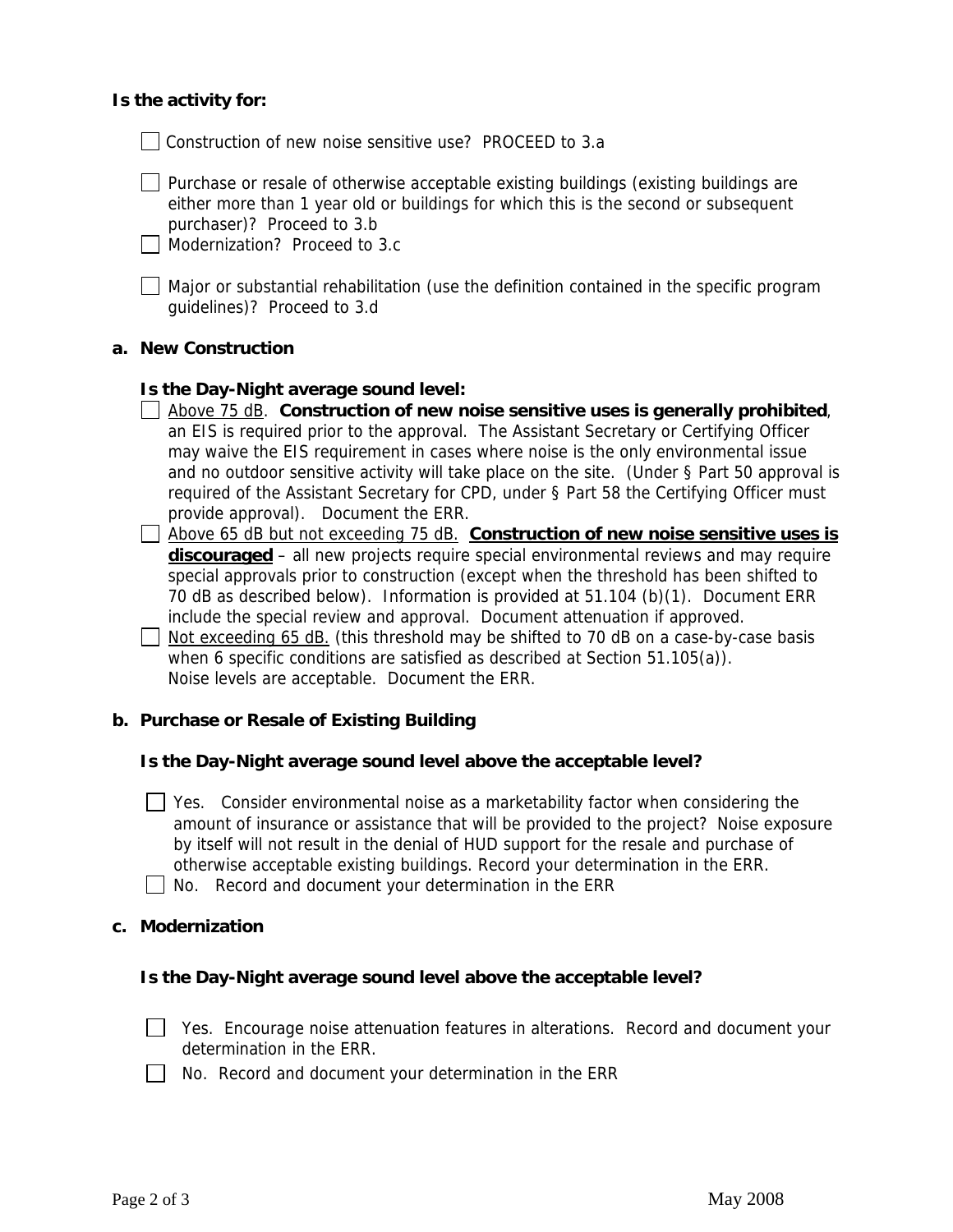**Is the activity for:**

- [ ] Construction of new noise sensitive use? PROCEED to 3.a
- [ ] Purchase or resale of otherwise acceptable existing buildings (existing buildings are either more than 1 year old or buildings for which this is the second or subsequent purchaser)? Proceed to 3.b
- [ ] Modernization? Proceed to 3.c
- [ ] Major or substantial rehabilitation (use the definition contained in the specific program guidelines)? Proceed to 3.d

**a. New Construction**

**Is the Day-Night average sound level:**

- [ ] Above 75 dB. **Construction of new noise sensitive uses is generally prohibited**, an EIS is required prior to the approval. The Assistant Secretary or Certifying Officer may waive the EIS requirement in cases where noise is the only environmental issue and no outdoor sensitive activity will take place on the site. (Under § Part 50 approval is required of the Assistant Secretary for CPD, under § Part 58 the Certifying Officer must provide approval). Document the ERR.
- [ ] Above 65 dB but not exceeding 75 dB. **Construction of new noise sensitive uses is discouraged** – all new projects require special environmental reviews and may require special approvals prior to construction (except when the threshold has been shifted to 70 dB as described below). Information is provided at 51.104 (b)(1). Document ERR include the special review and approval. Document attenuation if approved.
- [ ] Not exceeding 65 dB. (this threshold may be shifted to 70 dB on a case-by-case basis when 6 specific conditions are satisfied as described at Section 51.105(a)). Noise levels are acceptable. Document the ERR.

**b. Purchase or Resale of Existing Building**

**Is the Day-Night average sound level above the acceptable level?**

- [ ] Yes. Consider environmental noise as a marketability factor when considering the amount of insurance or assistance that will be provided to the project? Noise exposure by itself will not result in the denial of HUD support for the resale and purchase of otherwise acceptable existing buildings. Record your determination in the ERR.
- [ ] No. Record and document your determination in the ERR

**c. Modernization**

**Is the Day-Night average sound level above the acceptable level?**

- [ ] Yes. Encourage noise attenuation features in alterations. Record and document your determination in the ERR.
- [ ] No. Record and document your determination in the ERR

May 2008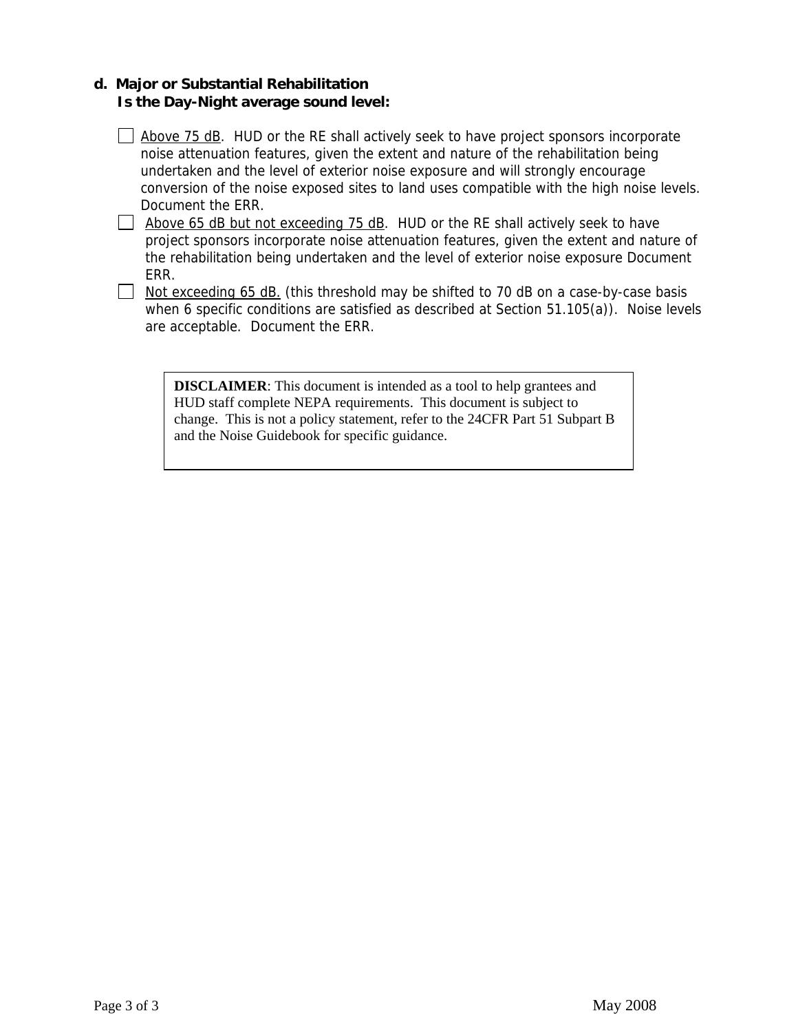**d. Major or Substantial Rehabilitation**
**Is the Day-Night average sound level:**

- [ ] Above 75 dB. HUD or the RE shall actively seek to have project sponsors incorporate noise attenuation features, given the extent and nature of the rehabilitation being undertaken and the level of exterior noise exposure and will strongly encourage conversion of the noise exposed sites to land uses compatible with the high noise levels. Document the ERR.
- [ ] Above 65 dB but not exceeding 75 dB. HUD or the RE shall actively seek to have project sponsors incorporate noise attenuation features, given the extent and nature of the rehabilitation being undertaken and the level of exterior noise exposure Document ERR.
- [ ] Not exceeding 65 dB. (this threshold may be shifted to 70 dB on a case-by-case basis when 6 specific conditions are satisfied as described at Section 51.105(a)). Noise levels are acceptable. Document the ERR.

**DISCLAIMER**: This document is intended as a tool to help grantees and HUD staff complete NEPA requirements. This document is subject to change. This is not a policy statement, refer to the 24CFR Part 51 Subpart B and the Noise Guidebook for specific guidance.

May 2008